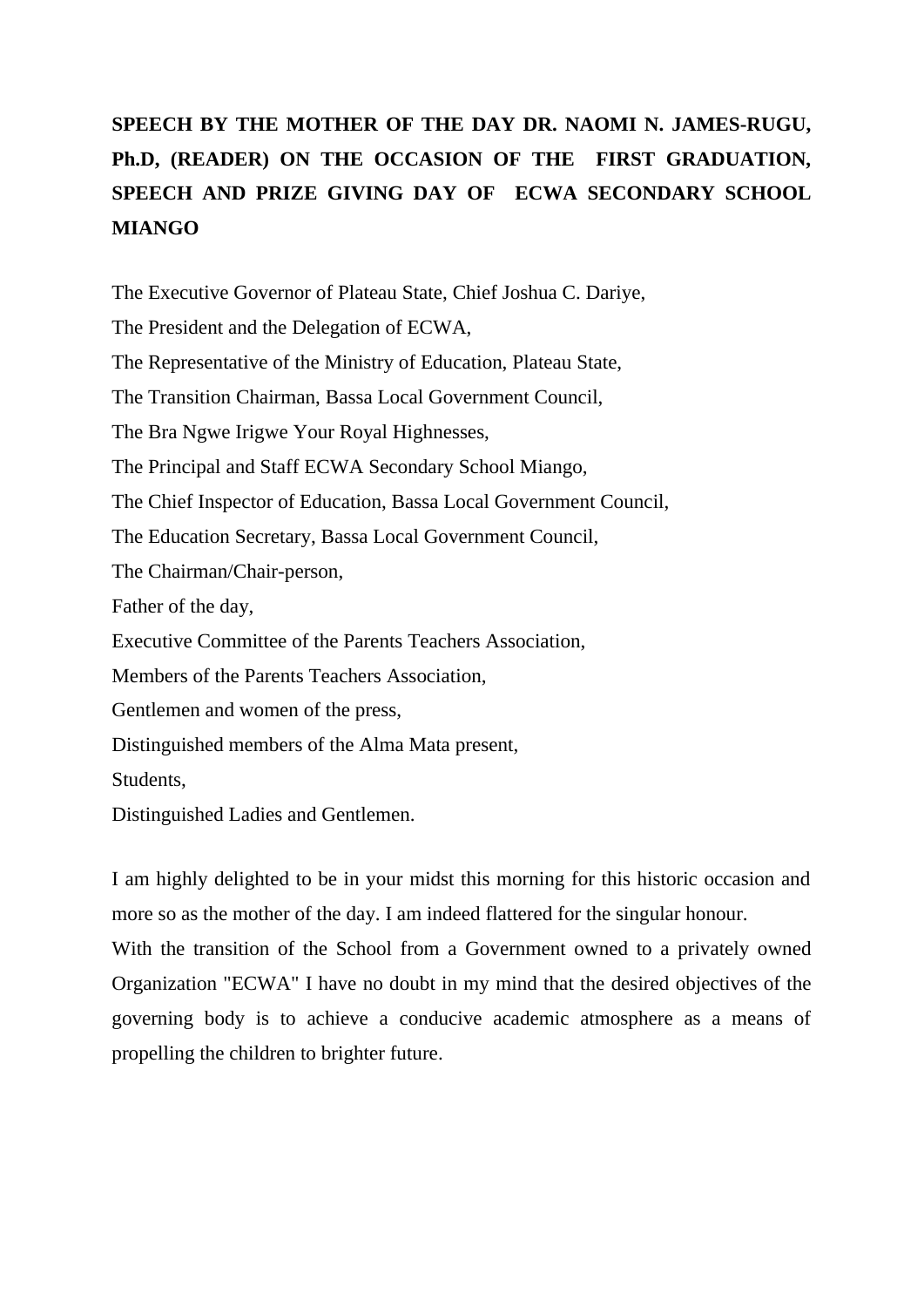**SPEECH BY THE MOTHER OF THE DAY DR. NAOMI N. JAMES-RUGU, Ph.D, (READER) ON THE OCCASION OF THE FIRST GRADUATION, SPEECH AND PRIZE GIVING DAY OF ECWA SECONDARY SCHOOL MIANGO**

The Executive Governor of Plateau State, Chief Joshua C. Dariye,
The President and the Delegation of ECWA,
The Representative of the Ministry of Education, Plateau State,
The Transition Chairman, Bassa Local Government Council,
The Bra Ngwe Irigwe Your Royal Highnesses,
The Principal and Staff ECWA Secondary School Miango,
The Chief Inspector of Education, Bassa Local Government Council,
The Education Secretary, Bassa Local Government Council,
The Chairman/Chair-person,
Father of the day,
Executive Committee of the Parents Teachers Association,
Members of the Parents Teachers Association,
Gentlemen and women of the press,
Distinguished members of the Alma Mata present,
Students,
Distinguished Ladies and Gentlemen.

I am highly delighted to be in your midst this morning for this historic occasion and more so as the mother of the day. I am indeed flattered for the singular honour.
With the transition of the School from a Government owned to a privately owned Organization "ECWA" I have no doubt in my mind that the desired objectives of the governing body is to achieve a conducive academic atmosphere as a means of propelling the children to brighter future.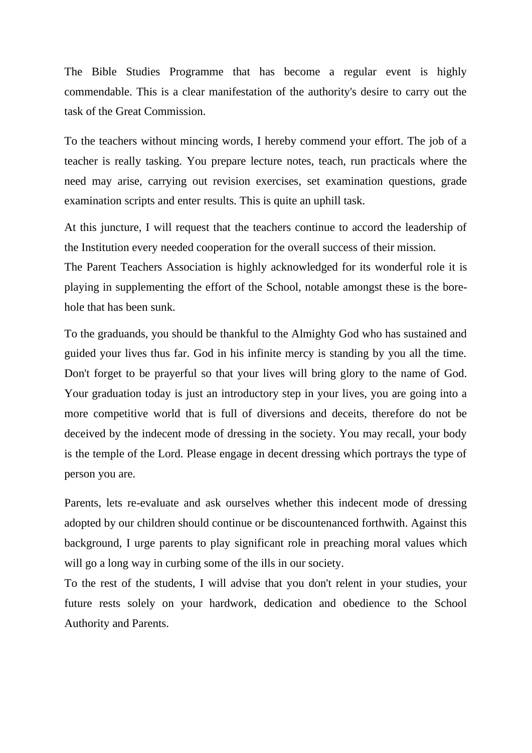The Bible Studies Programme that has become a regular event is highly commendable. This is a clear manifestation of the authority's desire to carry out the task of the Great Commission.

To the teachers without mincing words, I hereby commend your effort. The job of a teacher is really tasking. You prepare lecture notes, teach, run practicals where the need may arise, carrying out revision exercises, set examination questions, grade examination scripts and enter results. This is quite an uphill task.

At this juncture, I will request that the teachers continue to accord the leadership of the Institution every needed cooperation for the overall success of their mission.

The Parent Teachers Association is highly acknowledged for its wonderful role it is playing in supplementing the effort of the School, notable amongst these is the bore-hole that has been sunk.

To the graduands, you should be thankful to the Almighty God who has sustained and guided your lives thus far. God in his infinite mercy is standing by you all the time. Don't forget to be prayerful so that your lives will bring glory to the name of God. Your graduation today is just an introductory step in your lives, you are going into a more competitive world that is full of diversions and deceits, therefore do not be deceived by the indecent mode of dressing in the society. You may recall, your body is the temple of the Lord. Please engage in decent dressing which portrays the type of person you are.

Parents, lets re-evaluate and ask ourselves whether this indecent mode of dressing adopted by our children should continue or be discountenanced forthwith. Against this background, I urge parents to play significant role in preaching moral values which will go a long way in curbing some of the ills in our society.

To the rest of the students, I will advise that you don't relent in your studies, your future rests solely on your hardwork, dedication and obedience to the School Authority and Parents.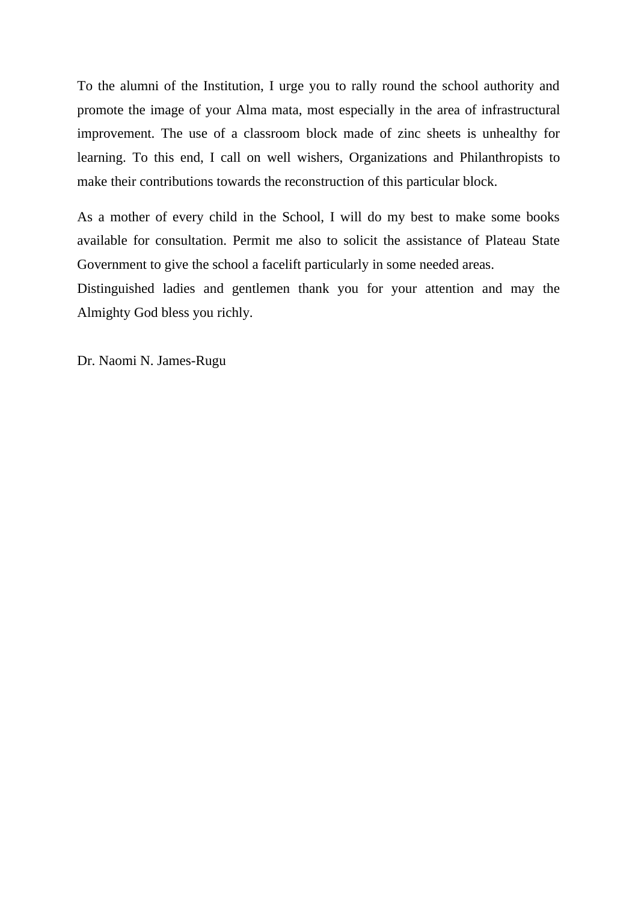To the alumni of the Institution, I urge you to rally round the school authority and promote the image of your Alma mata, most especially in the area of infrastructural improvement. The use of a classroom block made of zinc sheets is unhealthy for learning. To this end, I call on well wishers, Organizations and Philanthropists to make their contributions towards the reconstruction of this particular block.

As a mother of every child in the School, I will do my best to make some books available for consultation. Permit me also to solicit the assistance of Plateau State Government to give the school a facelift particularly in some needed areas.

Distinguished ladies and gentlemen thank you for your attention and may the Almighty God bless you richly.

Dr. Naomi N. James-Rugu